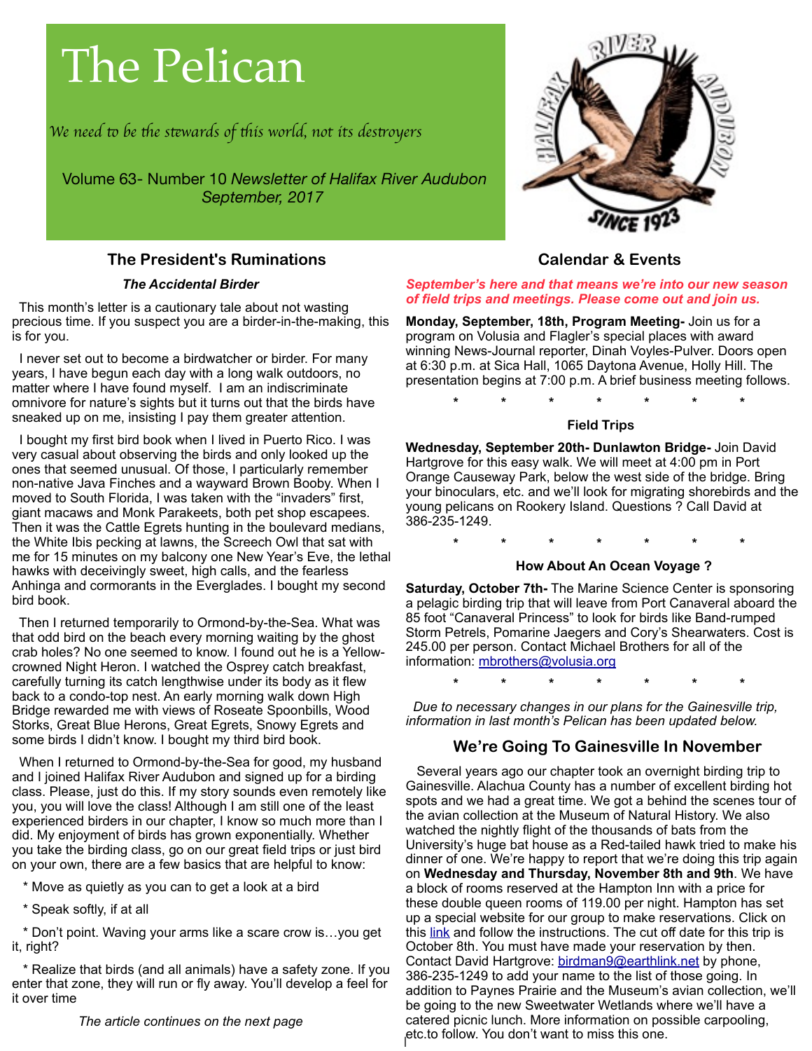# The Pelican

*We need to be the stewards of this world, not its destroyers*

Volume 63- Number 10 *Newsletter of Halifax River Audubon*
*September, 2017*

## The President's Ruminations

***The Accidental Birder***

This month's letter is a cautionary tale about not wasting precious time. If you suspect you are a birder-in-the-making, this is for you.

I never set out to become a birdwatcher or birder. For many years, I have begun each day with a long walk outdoors, no matter where I have found myself. I am an indiscriminate omnivore for nature's sights but it turns out that the birds have sneaked up on me, insisting I pay them greater attention.

I bought my first bird book when I lived in Puerto Rico. I was very casual about observing the birds and only looked up the ones that seemed unusual. Of those, I particularly remember non-native Java Finches and a wayward Brown Booby. When I moved to South Florida, I was taken with the "invaders" first, giant macaws and Monk Parakeets, both pet shop escapees. Then it was the Cattle Egrets hunting in the boulevard medians, the White Ibis pecking at lawns, the Screech Owl that sat with me for 15 minutes on my balcony one New Year's Eve, the lethal hawks with deceivingly sweet, high calls, and the fearless Anhinga and cormorants in the Everglades. I bought my second bird book.

Then I returned temporarily to Ormond-by-the-Sea. What was that odd bird on the beach every morning waiting by the ghost crab holes? No one seemed to know. I found out he is a Yellow-crowned Night Heron. I watched the Osprey catch breakfast, carefully turning its catch lengthwise under its body as it flew back to a condo-top nest. An early morning walk down High Bridge rewarded me with views of Roseate Spoonbills, Wood Storks, Great Blue Herons, Great Egrets, Snowy Egrets and some birds I didn't know. I bought my third bird book.

When I returned to Ormond-by-the-Sea for good, my husband and I joined Halifax River Audubon and signed up for a birding class. Please, just do this. If my story sounds even remotely like you, you will love the class! Although I am still one of the least experienced birders in our chapter, I know so much more than I did. My enjoyment of birds has grown exponentially. Whether you take the birding class, go on our great field trips or just bird on your own, there are a few basics that are helpful to know:

* Move as quietly as you can to get a look at a bird

* Speak softly, if at all

* Don't point. Waving your arms like a scare crow is…you get it, right?

* Realize that birds (and all animals) have a safety zone. If you enter that zone, they will run or fly away. You'll develop a feel for it over time

*The article continues on the next page*

## Calendar & Events

***September's here and that means we're into our new season of field trips and meetings. Please come out and join us.***

**Monday, September, 18th, Program Meeting-** Join us for a program on Volusia and Flagler's special places with award winning News-Journal reporter, Dinah Voyles-Pulver. Doors open at 6:30 p.m. at Sica Hall, 1065 Daytona Avenue, Holly Hill. The presentation begins at 7:00 p.m. A brief business meeting follows.

\* \* \* \* \* \* \*

### Field Trips

**Wednesday, September 20th- Dunlawton Bridge-** Join David Hartgrove for this easy walk. We will meet at 4:00 pm in Port Orange Causeway Park, below the west side of the bridge. Bring your binoculars, etc. and we'll look for migrating shorebirds and the young pelicans on Rookery Island. Questions ? Call David at 386-235-1249.

\* \* \* \* \* \* \*

### How About An Ocean Voyage ?

**Saturday, October 7th-** The Marine Science Center is sponsoring a pelagic birding trip that will leave from Port Canaveral aboard the 85 foot "Canaveral Princess" to look for birds like Band-rumped Storm Petrels, Pomarine Jaegers and Cory's Shearwaters. Cost is 245.00 per person. Contact Michael Brothers for all of the information: mbrothers@volusia.org

\* \* \* \* \* \* \*

*Due to necessary changes in our plans for the Gainesville trip, information in last month's Pelican has been updated below.*

## We're Going To Gainesville In November

Several years ago our chapter took an overnight birding trip to Gainesville. Alachua County has a number of excellent birding hot spots and we had a great time. We got a behind the scenes tour of the avian collection at the Museum of Natural History. We also watched the nightly flight of the thousands of bats from the University's huge bat house as a Red-tailed hawk tried to make his dinner of one. We're happy to report that we're doing this trip again on **Wednesday and Thursday, November 8th and 9th**. We have a block of rooms reserved at the Hampton Inn with a price for these double queen rooms of 119.00 per night. Hampton has set up a special website for our group to make reservations. Click on this link and follow the instructions. The cut off date for this trip is October 8th. You must have made your reservation by then. Contact David Hartgrove: birdman9@earthlink.net by phone, 386-235-1249 to add your name to the list of those going. In addition to Paynes Prairie and the Museum's avian collection, we'll be going to the new Sweetwater Wetlands where we'll have a catered picnic lunch. More information on possible carpooling, etc.to follow. You don't want to miss this one.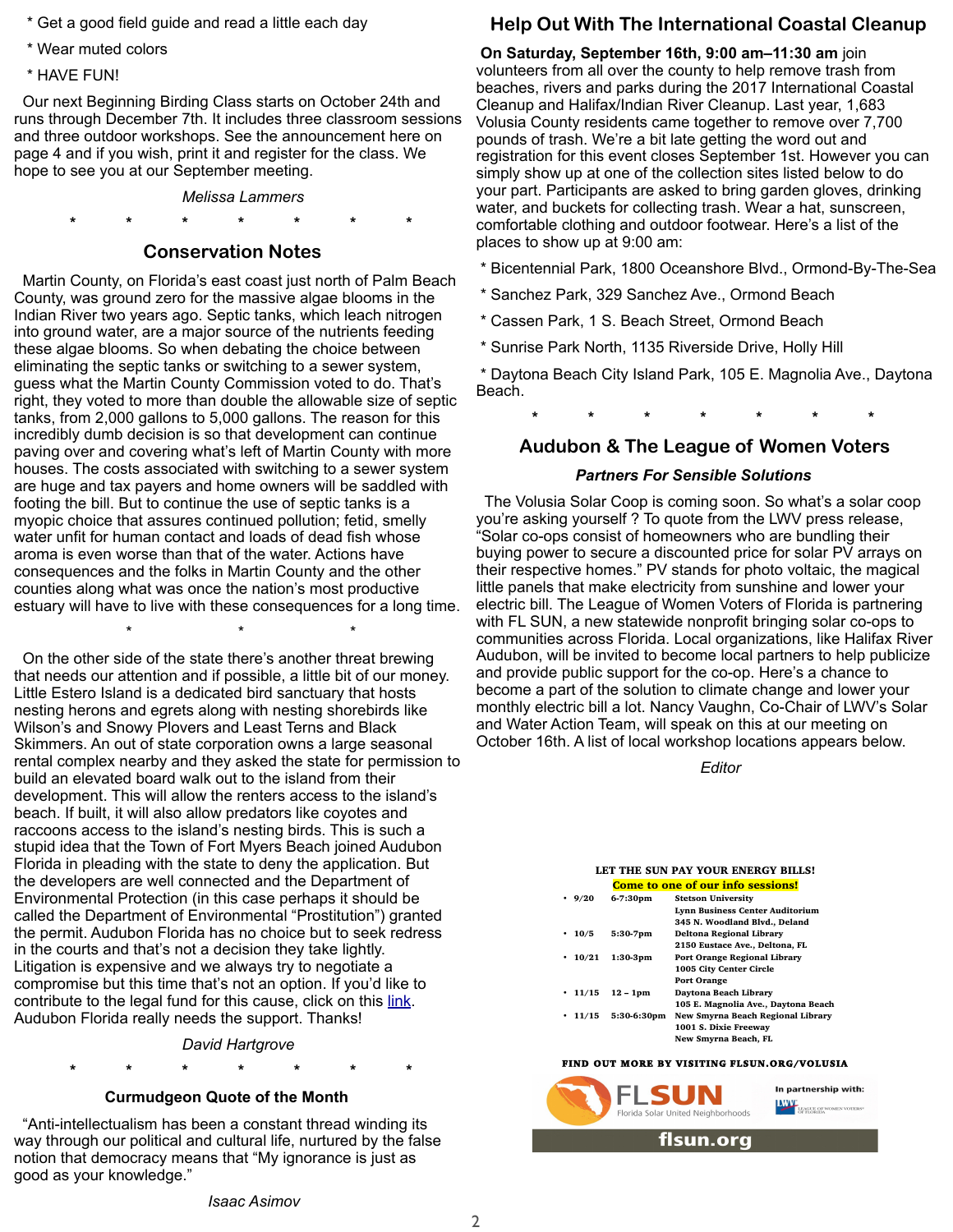* Get a good field guide and read a little each day

* Wear muted colors

* HAVE FUN!

Our next Beginning Birding Class starts on October 24th and runs through December 7th. It includes three classroom sessions and three outdoor workshops. See the announcement here on page 4 and if you wish, print it and register for the class. We hope to see you at our September meeting.

*Melissa Lammers*

\* \* \* \* \* \* \*

## Conservation Notes

Martin County, on Florida's east coast just north of Palm Beach County, was ground zero for the massive algae blooms in the Indian River two years ago. Septic tanks, which leach nitrogen into ground water, are a major source of the nutrients feeding these algae blooms. So when debating the choice between eliminating the septic tanks or switching to a sewer system, guess what the Martin County Commission voted to do. That's right, they voted to more than double the allowable size of septic tanks, from 2,000 gallons to 5,000 gallons. The reason for this incredibly dumb decision is so that development can continue paving over and covering what's left of Martin County with more houses. The costs associated with switching to a sewer system are huge and tax payers and home owners will be saddled with footing the bill. But to continue the use of septic tanks is a myopic choice that assures continued pollution; fetid, smelly water unfit for human contact and loads of dead fish whose aroma is even worse than that of the water. Actions have consequences and the folks in Martin County and the other counties along what was once the nation's most productive estuary will have to live with these consequences for a long time.

\* \* \*

On the other side of the state there's another threat brewing that needs our attention and if possible, a little bit of our money. Little Estero Island is a dedicated bird sanctuary that hosts nesting herons and egrets along with nesting shorebirds like Wilson's and Snowy Plovers and Least Terns and Black Skimmers. An out of state corporation owns a large seasonal rental complex nearby and they asked the state for permission to build an elevated board walk out to the island from their development. This will allow the renters access to the island's beach. If built, it will also allow predators like coyotes and raccoons access to the island's nesting birds. This is such a stupid idea that the Town of Fort Myers Beach joined Audubon Florida in pleading with the state to deny the application. But the developers are well connected and the Department of Environmental Protection (in this case perhaps it should be called the Department of Environmental "Prostitution") granted the permit. Audubon Florida has no choice but to seek redress in the courts and that's not a decision they take lightly. Litigation is expensive and we always try to negotiate a compromise but this time that's not an option. If you'd like to contribute to the legal fund for this cause, click on this link. Audubon Florida really needs the support. Thanks!

*David Hartgrove*

\* \* \* \* \* \* \*

### Curmudgeon Quote of the Month

"Anti-intellectualism has been a constant thread winding its way through our political and cultural life, nurtured by the false notion that democracy means that "My ignorance is just as good as your knowledge."

*Isaac Asimov*

## Help Out With The International Coastal Cleanup

**On Saturday, September 16th, 9:00 am–11:30 am** join volunteers from all over the county to help remove trash from beaches, rivers and parks during the 2017 International Coastal Cleanup and Halifax/Indian River Cleanup. Last year, 1,683 Volusia County residents came together to remove over 7,700 pounds of trash. We're a bit late getting the word out and registration for this event closes September 1st. However you can simply show up at one of the collection sites listed below to do your part. Participants are asked to bring garden gloves, drinking water, and buckets for collecting trash. Wear a hat, sunscreen, comfortable clothing and outdoor footwear. Here's a list of the places to show up at 9:00 am:

* Bicentennial Park, 1800 Oceanshore Blvd., Ormond-By-The-Sea

* Sanchez Park, 329 Sanchez Ave., Ormond Beach

* Cassen Park, 1 S. Beach Street, Ormond Beach

* Sunrise Park North, 1135 Riverside Drive, Holly Hill

* Daytona Beach City Island Park, 105 E. Magnolia Ave., Daytona Beach.

\* \* \* \* \* \* \*

## Audubon & The League of Women Voters

### *Partners For Sensible Solutions*

The Volusia Solar Coop is coming soon. So what's a solar coop you're asking yourself ? To quote from the LWV press release, "Solar co-ops consist of homeowners who are bundling their buying power to secure a discounted price for solar PV arrays on their respective homes." PV stands for photo voltaic, the magical little panels that make electricity from sunshine and lower your electric bill. The League of Women Voters of Florida is partnering with FL SUN, a new statewide nonprofit bringing solar co-ops to communities across Florida. Local organizations, like Halifax River Audubon, will be invited to become local partners to help publicize and provide public support for the co-op. Here's a chance to become a part of the solution to climate change and lower your monthly electric bill a lot. Nancy Vaughn, Co-Chair of LWV's Solar and Water Action Team, will speak on this at our meeting on October 16th. A list of local workshop locations appears below.

*Editor*

**LET THE SUN PAY YOUR ENERGY BILLS!**

**Come to one of our info sessions!**

- **9/20** — **6-7:30pm** — **Stetson University, Lynn Business Center Auditorium, 345 N. Woodland Blvd., Deland**
- **10/5** — **5:30-7pm** — **Deltona Regional Library, 2150 Eustace Ave., Deltona, FL**
- **10/21** — **1:30-3pm** — **Port Orange Regional Library, 1005 City Center Circle, Port Orange**
- **11/15** — **12 – 1pm** — **Daytona Beach Library, 105 E. Magnolia Ave., Daytona Beach**
- **11/15** — **5:30-6:30pm** — **New Smyrna Beach Regional Library, 1001 S. Dixie Freeway, New Smyrna Beach, FL**

**FIND OUT MORE BY VISITING FLSUN.ORG/VOLUSIA**

FLSUN Florida Solar United Neighborhoods — In partnership with: League of Women Voters of Florida

**flsun.org**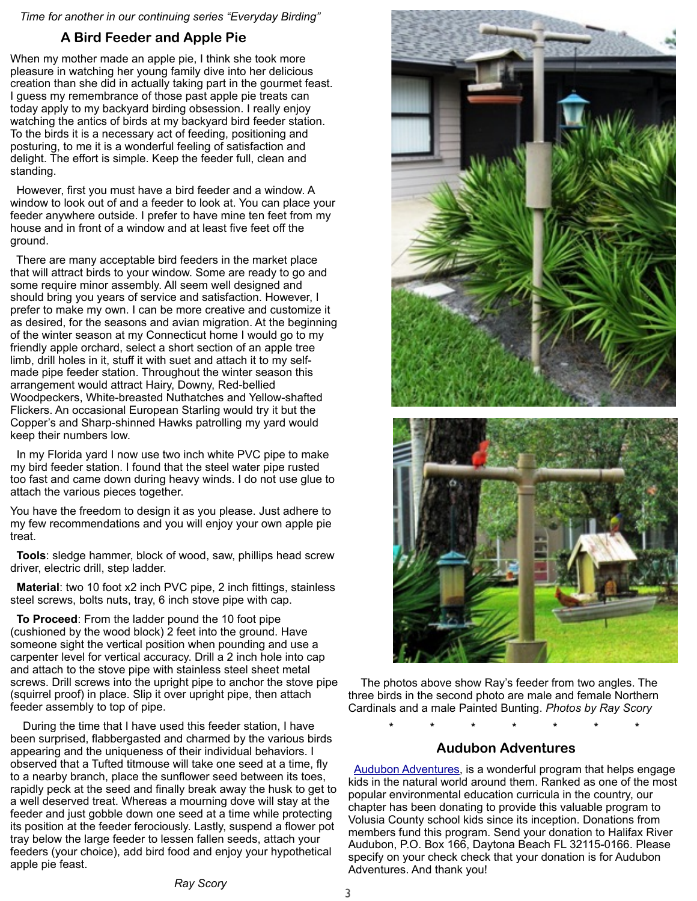*Time for another in our continuing series "Everyday Birding"*

## A Bird Feeder and Apple Pie

When my mother made an apple pie, I think she took more pleasure in watching her young family dive into her delicious creation than she did in actually taking part in the gourmet feast. I guess my remembrance of those past apple pie treats can today apply to my backyard birding obsession. I really enjoy watching the antics of birds at my backyard bird feeder station. To the birds it is a necessary act of feeding, positioning and posturing, to me it is a wonderful feeling of satisfaction and delight. The effort is simple. Keep the feeder full, clean and standing.

However, first you must have a bird feeder and a window. A window to look out of and a feeder to look at. You can place your feeder anywhere outside. I prefer to have mine ten feet from my house and in front of a window and at least five feet off the ground.

There are many acceptable bird feeders in the market place that will attract birds to your window. Some are ready to go and some require minor assembly. All seem well designed and should bring you years of service and satisfaction. However, I prefer to make my own. I can be more creative and customize it as desired, for the seasons and avian migration. At the beginning of the winter season at my Connecticut home I would go to my friendly apple orchard, select a short section of an apple tree limb, drill holes in it, stuff it with suet and attach it to my self-made pipe feeder station. Throughout the winter season this arrangement would attract Hairy, Downy, Red-bellied Woodpeckers, White-breasted Nuthatches and Yellow-shafted Flickers. An occasional European Starling would try it but the Copper's and Sharp-shinned Hawks patrolling my yard would keep their numbers low.

In my Florida yard I now use two inch white PVC pipe to make my bird feeder station. I found that the steel water pipe rusted too fast and came down during heavy winds. I do not use glue to attach the various pieces together.

You have the freedom to design it as you please. Just adhere to my few recommendations and you will enjoy your own apple pie treat.

**Tools**: sledge hammer, block of wood, saw, phillips head screw driver, electric drill, step ladder.

**Material**: two 10 foot x2 inch PVC pipe, 2 inch fittings, stainless steel screws, bolts nuts, tray, 6 inch stove pipe with cap.

**To Proceed**: From the ladder pound the 10 foot pipe (cushioned by the wood block) 2 feet into the ground. Have someone sight the vertical position when pounding and use a carpenter level for vertical accuracy. Drill a 2 inch hole into cap and attach to the stove pipe with stainless steel sheet metal screws. Drill screws into the upright pipe to anchor the stove pipe (squirrel proof) in place. Slip it over upright pipe, then attach feeder assembly to top of pipe.

During the time that I have used this feeder station, I have been surprised, flabbergasted and charmed by the various birds appearing and the uniqueness of their individual behaviors. I observed that a Tufted titmouse will take one seed at a time, fly to a nearby branch, place the sunflower seed between its toes, rapidly peck at the seed and finally break away the husk to get to a well deserved treat. Whereas a mourning dove will stay at the feeder and just gobble down one seed at a time while protecting its position at the feeder ferociously. Lastly, suspend a flower pot tray below the large feeder to lessen fallen seeds, attach your feeders (your choice), add bird food and enjoy your hypothetical apple pie feast.

*Ray Scory*

The photos above show Ray's feeder from two angles. The three birds in the second photo are male and female Northern Cardinals and a male Painted Bunting. *Photos by Ray Scory*

\* \* \* \* \* \* \*

## Audubon Adventures

Audubon Adventures, is a wonderful program that helps engage kids in the natural world around them. Ranked as one of the most popular environmental education curricula in the country, our chapter has been donating to provide this valuable program to Volusia County school kids since its inception. Donations from members fund this program. Send your donation to Halifax River Audubon, P.O. Box 166, Daytona Beach FL 32115-0166. Please specify on your check check that your donation is for Audubon Adventures. And thank you!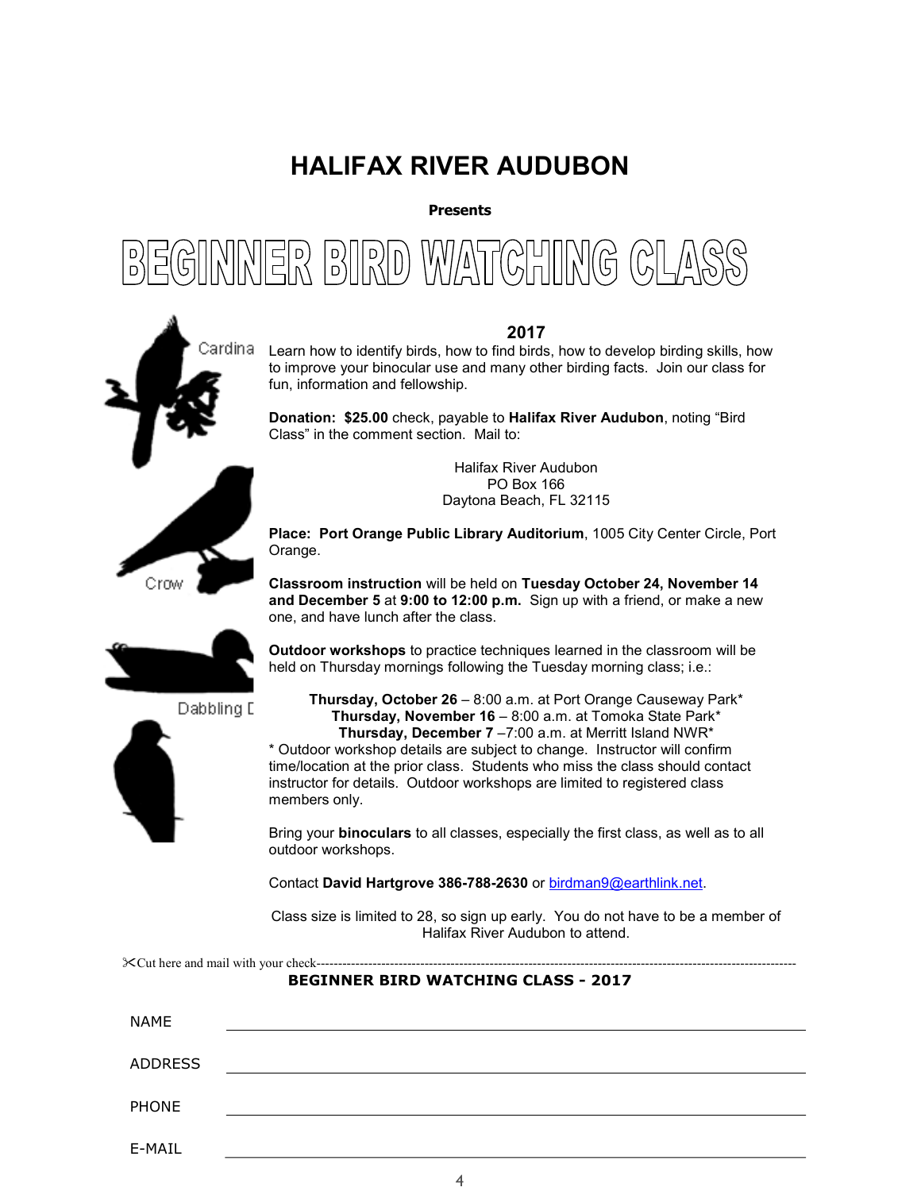# HALIFAX RIVER AUDUBON

**Presents**

# BEGINNER BIRD WATCHING CLASS

Cardina

Crow

Dabbling D

## 2017

Learn how to identify birds, how to find birds, how to develop birding skills, how to improve your binocular use and many other birding facts. Join our class for fun, information and fellowship.

**Donation: $25.00** check, payable to **Halifax River Audubon**, noting "Bird Class" in the comment section. Mail to:

Halifax River Audubon
PO Box 166
Daytona Beach, FL 32115

**Place: Port Orange Public Library Auditorium**, 1005 City Center Circle, Port Orange.

**Classroom instruction** will be held on **Tuesday October 24, November 14 and December 5** at **9:00 to 12:00 p.m.** Sign up with a friend, or make a new one, and have lunch after the class.

**Outdoor workshops** to practice techniques learned in the classroom will be held on Thursday mornings following the Tuesday morning class; i.e.:

**Thursday, October 26** – 8:00 a.m. at Port Orange Causeway Park*
**Thursday, November 16** – 8:00 a.m. at Tomoka State Park*
**Thursday, December 7** –7:00 a.m. at Merritt Island NWR*

* Outdoor workshop details are subject to change. Instructor will confirm time/location at the prior class. Students who miss the class should contact instructor for details. Outdoor workshops are limited to registered class members only.

Bring your **binoculars** to all classes, especially the first class, as well as to all outdoor workshops.

Contact **David Hartgrove 386-788-2630** or birdman9@earthlink.net.

Class size is limited to 28, so sign up early. You do not have to be a member of Halifax River Audubon to attend.

✂Cut here and mail with your check------------------------------------------------------------------------------------------------------------

**BEGINNER BIRD WATCHING CLASS - 2017**

NAME ______________________________

ADDRESS ______________________________

PHONE ______________________________

E-MAIL ______________________________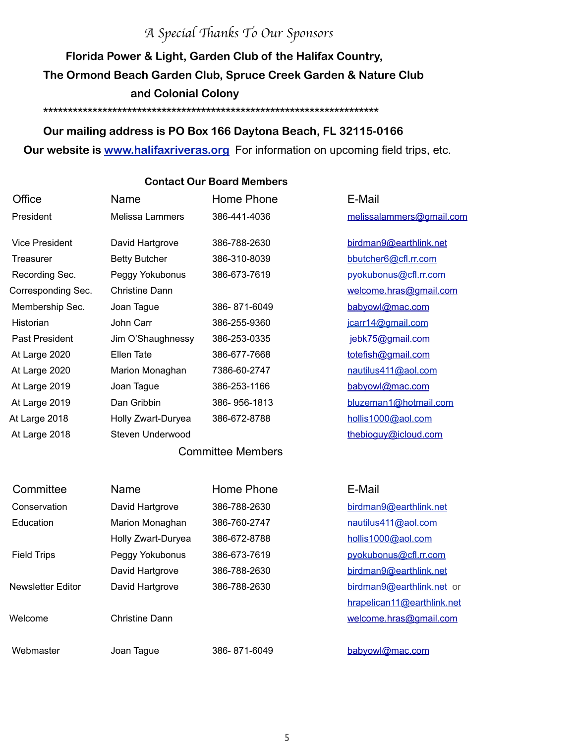*A Special Thanks To Our Sponsors*

**Florida Power & Light, Garden Club of the Halifax Country, The Ormond Beach Garden Club, Spruce Creek Garden & Nature Club and Colonial Colony**

**********************************************************************

**Our mailing address is PO Box 166 Daytona Beach, FL 32115-0166**

**Our website is [www.halifaxriveras.org](http://www.halifaxriveras.org)** For information on upcoming field trips, etc.

**Contact Our Board Members**

| Office | Name | Home Phone | E-Mail |
|---|---|---|---|
| President | Melissa Lammers | 386-441-4036 | melissalammers@gmail.com |
| Vice President | David Hartgrove | 386-788-2630 | birdman9@earthlink.net |
| Treasurer | Betty Butcher | 386-310-8039 | bbutcher6@cfl.rr.com |
| Recording Sec. | Peggy Yokubonus | 386-673-7619 | pyokubonus@cfl.rr.com |
| Corresponding Sec. | Christine Dann | | welcome.hras@gmail.com |
| Membership Sec. | Joan Tague | 386- 871-6049 | babyowl@mac.com |
| Historian | John Carr | 386-255-9360 | jcarr14@gmail.com |
| Past President | Jim O'Shaughnessy | 386-253-0335 | jebk75@gmail.com |
| At Large 2020 | Ellen Tate | 386-677-7668 | totefish@gmail.com |
| At Large 2020 | Marion Monaghan | 7386-60-2747 | nautilus411@aol.com |
| At Large 2019 | Joan Tague | 386-253-1166 | babyowl@mac.com |
| At Large 2019 | Dan Gribbin | 386- 956-1813 | bluzeman1@hotmail.com |
| At Large 2018 | Holly Zwart-Duryea | 386-672-8788 | hollis1000@aol.com |
| At Large 2018 | Steven Underwood | | thebioguy@icloud.com |

Committee Members

| Committee | Name | Home Phone | E-Mail |
|---|---|---|---|
| Conservation | David Hartgrove | 386-788-2630 | birdman9@earthlink.net |
| Education | Marion Monaghan | 386-760-2747 | nautilus411@aol.com |
| | Holly Zwart-Duryea | 386-672-8788 | hollis1000@aol.com |
| Field Trips | Peggy Yokubonus | 386-673-7619 | pyokubonus@cfl.rr.com |
| | David Hartgrove | 386-788-2630 | birdman9@earthlink.net |
| Newsletter Editor | David Hartgrove | 386-788-2630 | birdman9@earthlink.net or hrapelican11@earthlink.net |
| Welcome | Christine Dann | | welcome.hras@gmail.com |
| Webmaster | Joan Tague | 386- 871-6049 | babyowl@mac.com |